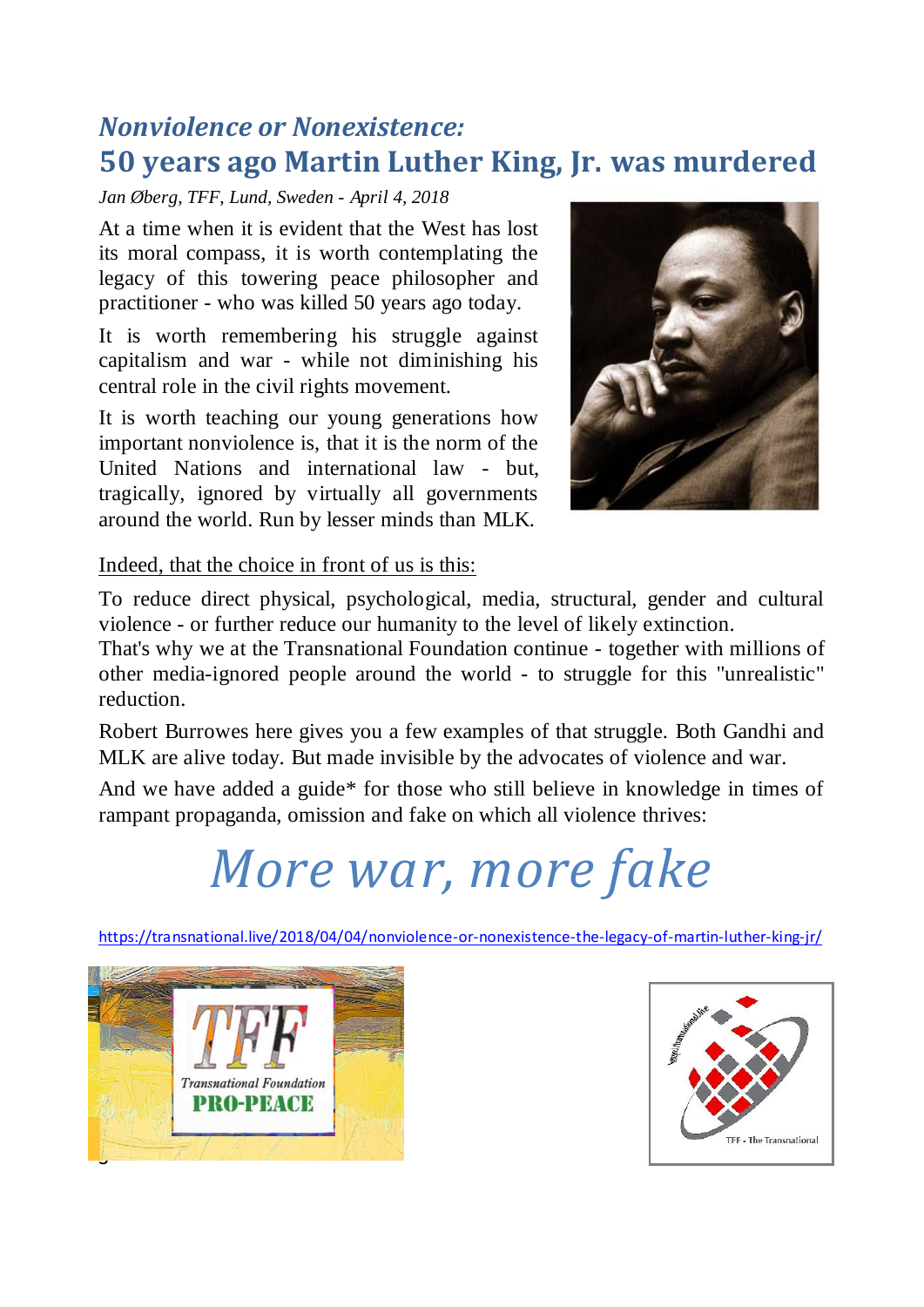# *Nonviolence or Nonexistence:*
# 50 years ago Martin Luther King, Jr. was murdered

*Jan Øberg, TFF, Lund, Sweden - April 4, 2018*

At a time when it is evident that the West has lost its moral compass, it is worth contemplating the legacy of this towering peace philosopher and practitioner - who was killed 50 years ago today.

It is worth remembering his struggle against capitalism and war - while not diminishing his central role in the civil rights movement.

It is worth teaching our young generations how important nonviolence is, that it is the norm of the United Nations and international law - but, tragically, ignored by virtually all governments around the world. Run by lesser minds than MLK.

Indeed, that the choice in front of us is this:

To reduce direct physical, psychological, media, structural, gender and cultural violence - or further reduce our humanity to the level of likely extinction.
That's why we at the Transnational Foundation continue - together with millions of other media-ignored people around the world - to struggle for this "unrealistic" reduction.

Robert Burrowes here gives you a few examples of that struggle. Both Gandhi and MLK are alive today. But made invisible by the advocates of violence and war.

And we have added a guide* for those who still believe in knowledge in times of rampant propaganda, omission and fake on which all violence thrives:

## *More war, more fake*

https://transnational.live/2018/04/04/nonviolence-or-nonexistence-the-legacy-of-martin-luther-king-jr/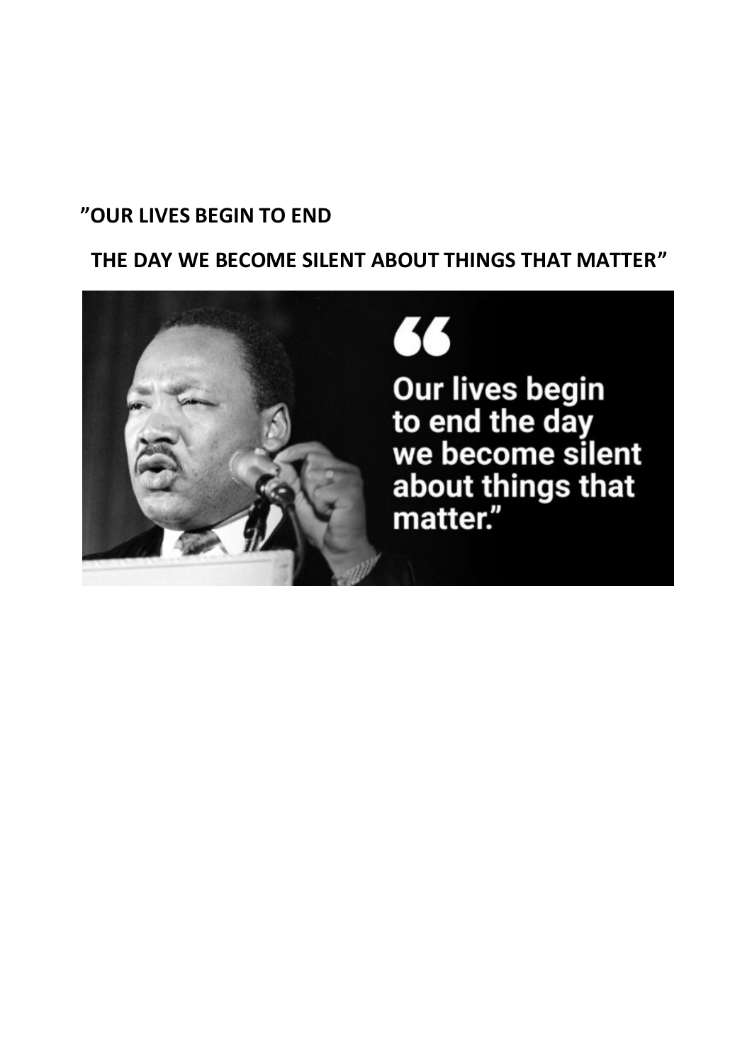**”OUR LIVES BEGIN TO END**

**THE DAY WE BECOME SILENT ABOUT THINGS THAT MATTER”**